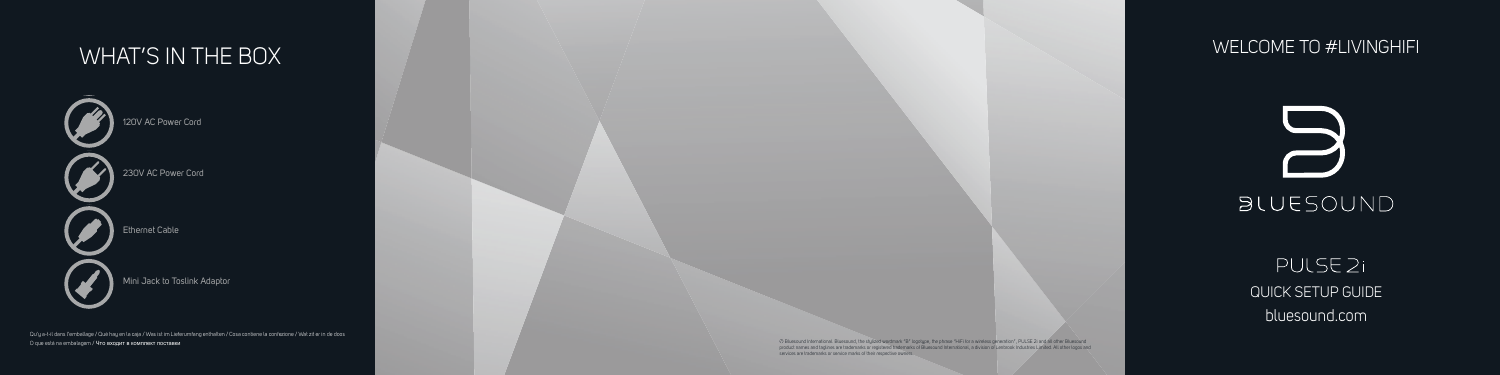# WHAT'S IN THE BOX

120V AC Power Cord

230V AC Power Cord

Ethernet Cable

Mini Jack to Toslink Adaptor

Qu'y a-t-il dans l'emballage / Qué hay en la caja / Was ist im Lieferumfang enthalten / Cosa contiene la confezione / Wat zit er in de doos
O que está na embalagem / **Что входит в комплект поставки**

© Bluesound International. Bluesound, the stylized wordmark "B" logotype, the phrase "HiFi for a wireless generation", PULSE 2i and all other Bluesound product names and taglines are trademarks or registered trademarks of Bluesound International, a division of Lenbrook Industries Limited. All other logos and services and trademarks or service marks of their respective owners.

# WELCOME TO #LIVINGHIFI

BLUESOUND

PULSE 2i

QUICK SETUP GUIDE

bluesound.com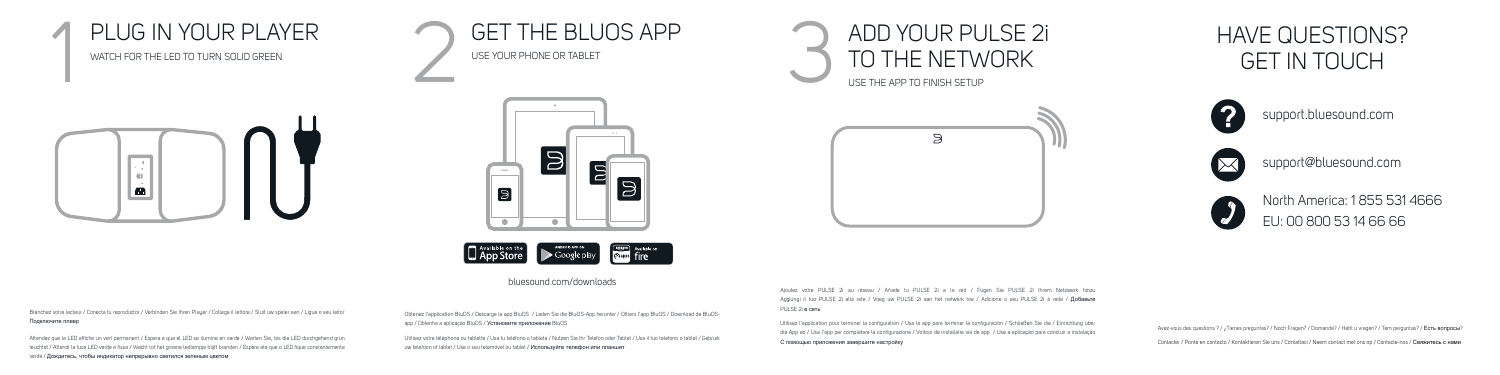# 1 PLUG IN YOUR PLAYER

WATCH FOR THE LED TO TURN SOLID GREEN

Branchez votre lecteur / Conecte tu reproductor / Verbinden Sie Ihren Player / Collega il lettore / Sluit uw speler aan / Ligue o seu leitor
Подключите плеер

Attendez que le LED affiche un vert permanent / Espere a que el LED se ilumine en verde / Warten Sie, bis die LED durchgehend grün leuchtet / Attendi la luce LED verde e fissa / Wacht tot het groene ledlampje blijft branden / Espere até que o LED fique constantemente verde / Дождитесь, чтобы индикатор непрерывно светился зеленым цветом

# 2 GET THE BLUOS APP

USE YOUR PHONE OR TABLET

Available on the App Store | Android app on Google play | Available on fire

bluesound.com/downloads

Obtenez l'application BluOS / Descarga la app BluOS / Laden Sie die BluOS-App herunter / Ottieni l'app BluOS / Download de BluOS-app / Obtenha a aplicação BluOS / Установите приложение BluOS

Utilisez votre téléphone ou tablette / Usa tu teléfono o tableta / Nutzen Sie Ihr Telefon oder Tablet / Usa il tuo telefono o tablet / Gebruik uw telefoon of tablet / Use o seu telemóvel ou tablet / Используйте телефон или планшет

# 3 ADD YOUR PULSE 2i TO THE NETWORK

USE THE APP TO FINISH SETUP

Ajoutez votre PULSE 2i au réseau / Añade tu PULSE 2i a la red / Fügen Sie PULSE 2i Ihrem Netzwerk hinzu
Aggiungi il tuo PULSE 2i alla rete / Voeg uw PULSE 2i aan het netwerk toe / Adicione o seu PULSE 2i à rede / Добавьте PULSE 2i в сеть

Utilisez l'application pour terminer la configuration / Usa la app para terminar la configuración / Schließen Sie die Einrichtung über die App ab / Usa l'app per completare la configurazione / Voltooi de installatie via de app / Use a aplicação para concluir a instalação
С помощью приложения завершите настройку

# HAVE QUESTIONS? GET IN TOUCH

support.bluesound.com

support@bluesound.com

North America: 1 855 531 4666
EU: 00 800 53 14 66 66

Avez-vous des questions ? / ¿Tienes preguntas? / Noch Fragen? / Domande? / Hebt u vragen? / Tem perguntas? / Есть вопросы?

Contacter / Ponte en contacto / Kontaktieren Sie uns / Contattaci / Neem contact met ons op / Contacte-nos / Свяжитесь с нами